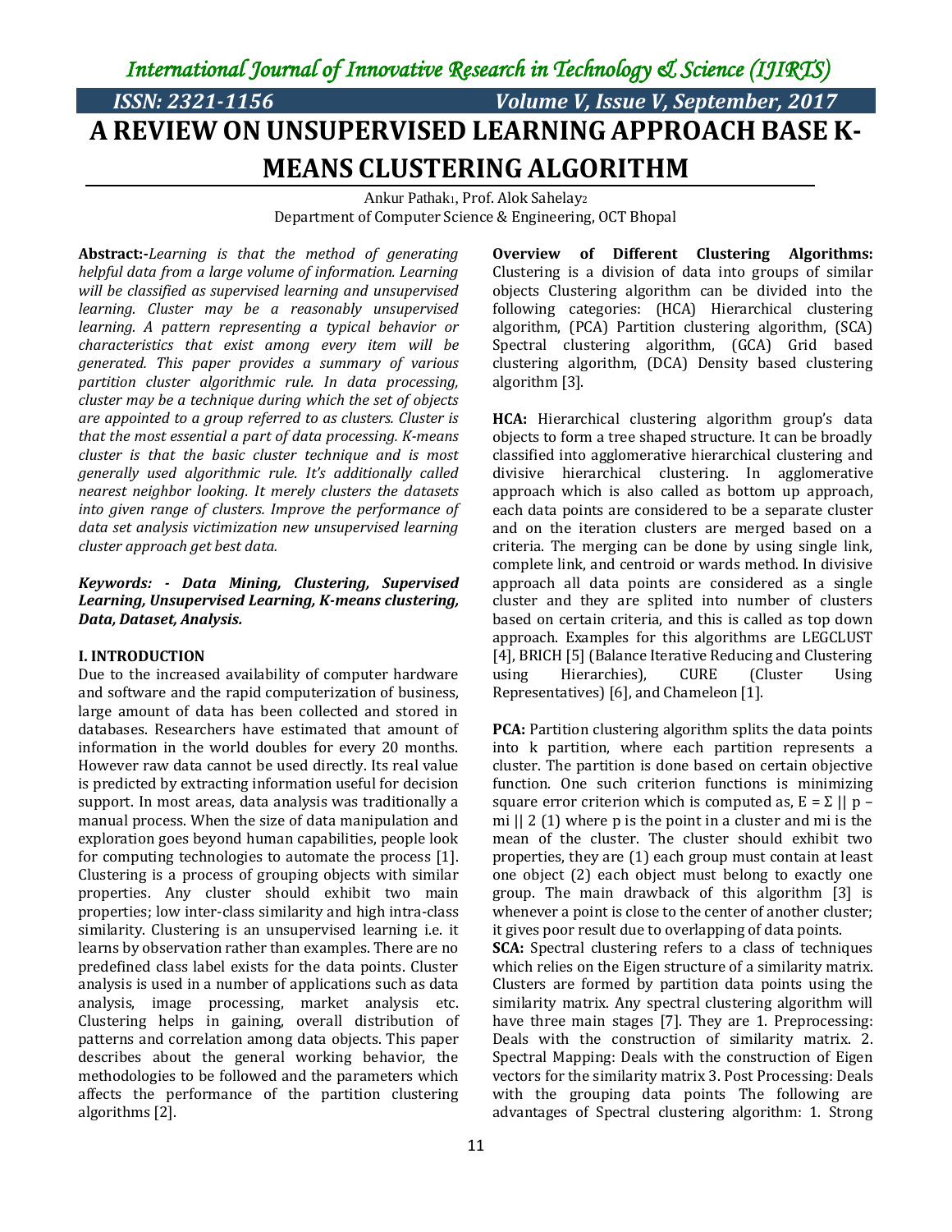# A REVIEW ON UNSUPERVISED LEARNING APPROACH BASE K-MEANS CLUSTERING ALGORITHM

Ankur Pathak[1], Prof. Alok Sahelay[2]

Department of Computer Science & Engineering, OCT Bhopal

**Abstract:-***Learning is that the method of generating helpful data from a large volume of information. Learning will be classified as supervised learning and unsupervised learning. Cluster may be a reasonably unsupervised learning. A pattern representing a typical behavior or characteristics that exist among every item will be generated. This paper provides a summary of various partition cluster algorithmic rule. In data processing, cluster may be a technique during which the set of objects are appointed to a group referred to as clusters. Cluster is that the most essential a part of data processing. K-means cluster is that the basic cluster technique and is most generally used algorithmic rule. It's additionally called nearest neighbor looking. It merely clusters the datasets into given range of clusters. Improve the performance of data set analysis victimization new unsupervised learning cluster approach get best data.*

***Keywords: - Data Mining, Clustering, Supervised Learning, Unsupervised Learning, K-means clustering, Data, Dataset, Analysis.***

## I. INTRODUCTION

Due to the increased availability of computer hardware and software and the rapid computerization of business, large amount of data has been collected and stored in databases. Researchers have estimated that amount of information in the world doubles for every 20 months. However raw data cannot be used directly. Its real value is predicted by extracting information useful for decision support. In most areas, data analysis was traditionally a manual process. When the size of data manipulation and exploration goes beyond human capabilities, people look for computing technologies to automate the process [1]. Clustering is a process of grouping objects with similar properties. Any cluster should exhibit two main properties; low inter-class similarity and high intra-class similarity. Clustering is an unsupervised learning i.e. it learns by observation rather than examples. There are no predefined class label exists for the data points. Cluster analysis is used in a number of applications such as data analysis, image processing, market analysis etc. Clustering helps in gaining, overall distribution of patterns and correlation among data objects. This paper describes about the general working behavior, the methodologies to be followed and the parameters which affects the performance of the partition clustering algorithms [2].

**Overview of Different Clustering Algorithms:** Clustering is a division of data into groups of similar objects Clustering algorithm can be divided into the following categories: (HCA) Hierarchical clustering algorithm, (PCA) Partition clustering algorithm, (SCA) Spectral clustering algorithm, (GCA) Grid based clustering algorithm, (DCA) Density based clustering algorithm [3].

**HCA:** Hierarchical clustering algorithm group's data objects to form a tree shaped structure. It can be broadly classified into agglomerative hierarchical clustering and divisive hierarchical clustering. In agglomerative approach which is also called as bottom up approach, each data points are considered to be a separate cluster and on the iteration clusters are merged based on a criteria. The merging can be done by using single link, complete link, and centroid or wards method. In divisive approach all data points are considered as a single cluster and they are splited into number of clusters based on certain criteria, and this is called as top down approach. Examples for this algorithms are LEGCLUST [4], BRICH [5] (Balance Iterative Reducing and Clustering using Hierarchies), CURE (Cluster Using Representatives) [6], and Chameleon [1].

**PCA:** Partition clustering algorithm splits the data points into k partition, where each partition represents a cluster. The partition is done based on certain objective function. One such criterion functions is minimizing square error criterion which is computed as, $E = \Sigma \mid\mid p - mi \mid\mid 2$ (1) where p is the point in a cluster and mi is the mean of the cluster. The cluster should exhibit two properties, they are (1) each group must contain at least one object (2) each object must belong to exactly one group. The main drawback of this algorithm [3] is whenever a point is close to the center of another cluster; it gives poor result due to overlapping of data points.

**SCA:** Spectral clustering refers to a class of techniques which relies on the Eigen structure of a similarity matrix. Clusters are formed by partition data points using the similarity matrix. Any spectral clustering algorithm will have three main stages [7]. They are 1. Preprocessing: Deals with the construction of similarity matrix. 2. Spectral Mapping: Deals with the construction of Eigen vectors for the similarity matrix 3. Post Processing: Deals with the grouping data points The following are advantages of Spectral clustering algorithm: 1. Strong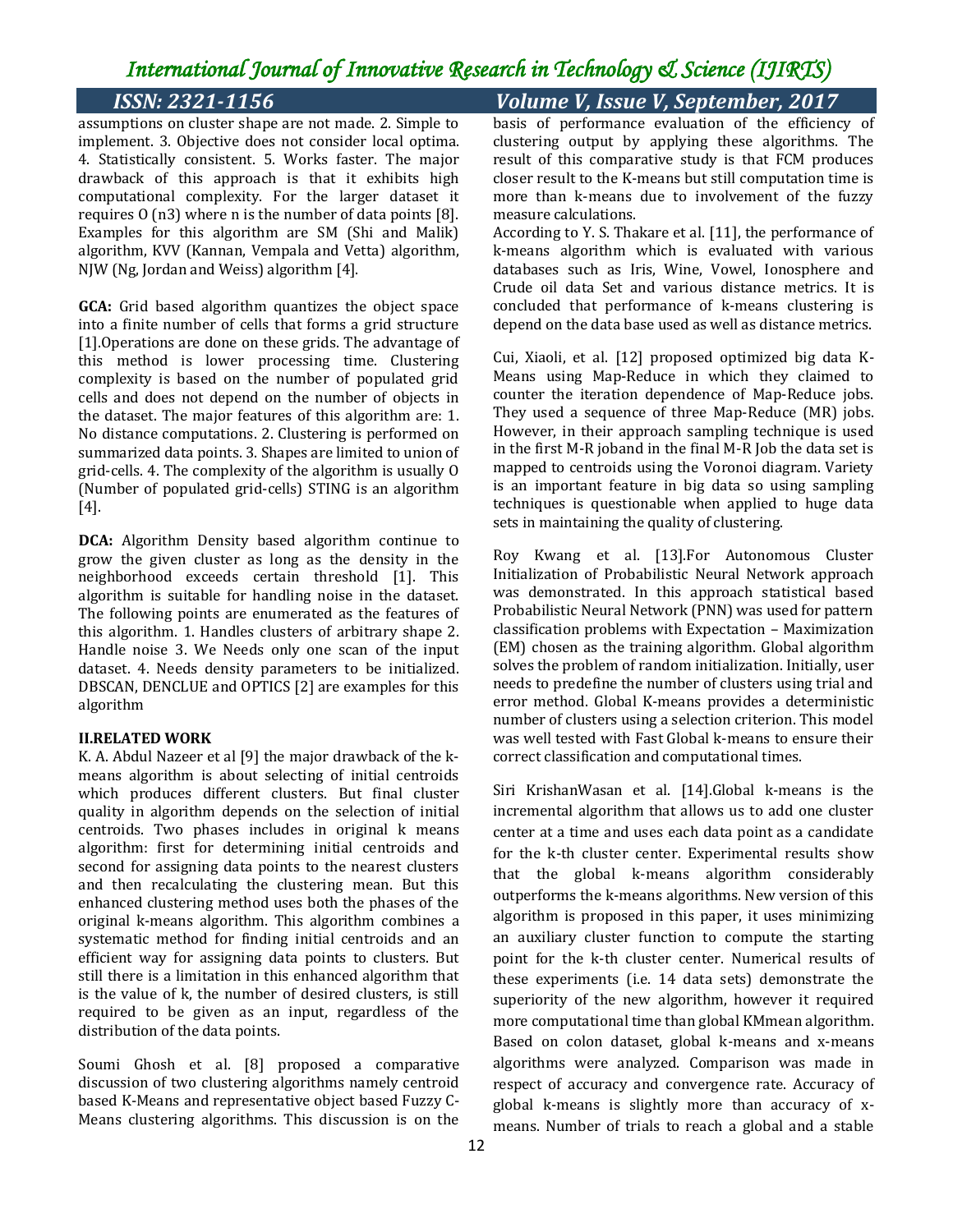assumptions on cluster shape are not made. 2. Simple to implement. 3. Objective does not consider local optima. 4. Statistically consistent. 5. Works faster. The major drawback of this approach is that it exhibits high computational complexity. For the larger dataset it requires O (n3) where n is the number of data points [8]. Examples for this algorithm are SM (Shi and Malik) algorithm, KVV (Kannan, Vempala and Vetta) algorithm, NJW (Ng, Jordan and Weiss) algorithm [4].

**GCA:** Grid based algorithm quantizes the object space into a finite number of cells that forms a grid structure [1].Operations are done on these grids. The advantage of this method is lower processing time. Clustering complexity is based on the number of populated grid cells and does not depend on the number of objects in the dataset. The major features of this algorithm are: 1. No distance computations. 2. Clustering is performed on summarized data points. 3. Shapes are limited to union of grid-cells. 4. The complexity of the algorithm is usually O (Number of populated grid-cells) STING is an algorithm [4].

**DCA:** Algorithm Density based algorithm continue to grow the given cluster as long as the density in the neighborhood exceeds certain threshold [1]. This algorithm is suitable for handling noise in the dataset. The following points are enumerated as the features of this algorithm. 1. Handles clusters of arbitrary shape 2. Handle noise 3. We Needs only one scan of the input dataset. 4. Needs density parameters to be initialized. DBSCAN, DENCLUE and OPTICS [2] are examples for this algorithm

**II.RELATED WORK**

K. A. Abdul Nazeer et al [9] the major drawback of the k-means algorithm is about selecting of initial centroids which produces different clusters. But final cluster quality in algorithm depends on the selection of initial centroids. Two phases includes in original k means algorithm: first for determining initial centroids and second for assigning data points to the nearest clusters and then recalculating the clustering mean. But this enhanced clustering method uses both the phases of the original k-means algorithm. This algorithm combines a systematic method for finding initial centroids and an efficient way for assigning data points to clusters. But still there is a limitation in this enhanced algorithm that is the value of k, the number of desired clusters, is still required to be given as an input, regardless of the distribution of the data points.

Soumi Ghosh et al. [8] proposed a comparative discussion of two clustering algorithms namely centroid based K-Means and representative object based Fuzzy C-Means clustering algorithms. This discussion is on the basis of performance evaluation of the efficiency of clustering output by applying these algorithms. The result of this comparative study is that FCM produces closer result to the K-means but still computation time is more than k-means due to involvement of the fuzzy measure calculations.

According to Y. S. Thakare et al. [11], the performance of k-means algorithm which is evaluated with various databases such as Iris, Wine, Vowel, Ionosphere and Crude oil data Set and various distance metrics. It is concluded that performance of k-means clustering is depend on the data base used as well as distance metrics.

Cui, Xiaoli, et al. [12] proposed optimized big data K-Means using Map-Reduce in which they claimed to counter the iteration dependence of Map-Reduce jobs. They used a sequence of three Map-Reduce (MR) jobs. However, in their approach sampling technique is used in the first M-R joband in the final M-R Job the data set is mapped to centroids using the Voronoi diagram. Variety is an important feature in big data so using sampling techniques is questionable when applied to huge data sets in maintaining the quality of clustering.

Roy Kwang et al. [13].For Autonomous Cluster Initialization of Probabilistic Neural Network approach was demonstrated. In this approach statistical based Probabilistic Neural Network (PNN) was used for pattern classification problems with Expectation – Maximization (EM) chosen as the training algorithm. Global algorithm solves the problem of random initialization. Initially, user needs to predefine the number of clusters using trial and error method. Global K-means provides a deterministic number of clusters using a selection criterion. This model was well tested with Fast Global k-means to ensure their correct classification and computational times.

Siri KrishanWasan et al. [14].Global k-means is the incremental algorithm that allows us to add one cluster center at a time and uses each data point as a candidate for the k-th cluster center. Experimental results show that the global k-means algorithm considerably outperforms the k-means algorithms. New version of this algorithm is proposed in this paper, it uses minimizing an auxiliary cluster function to compute the starting point for the k-th cluster center. Numerical results of these experiments (i.e. 14 data sets) demonstrate the superiority of the new algorithm, however it required more computational time than global KMmean algorithm. Based on colon dataset, global k-means and x-means algorithms were analyzed. Comparison was made in respect of accuracy and convergence rate. Accuracy of global k-means is slightly more than accuracy of x-means. Number of trials to reach a global and a stable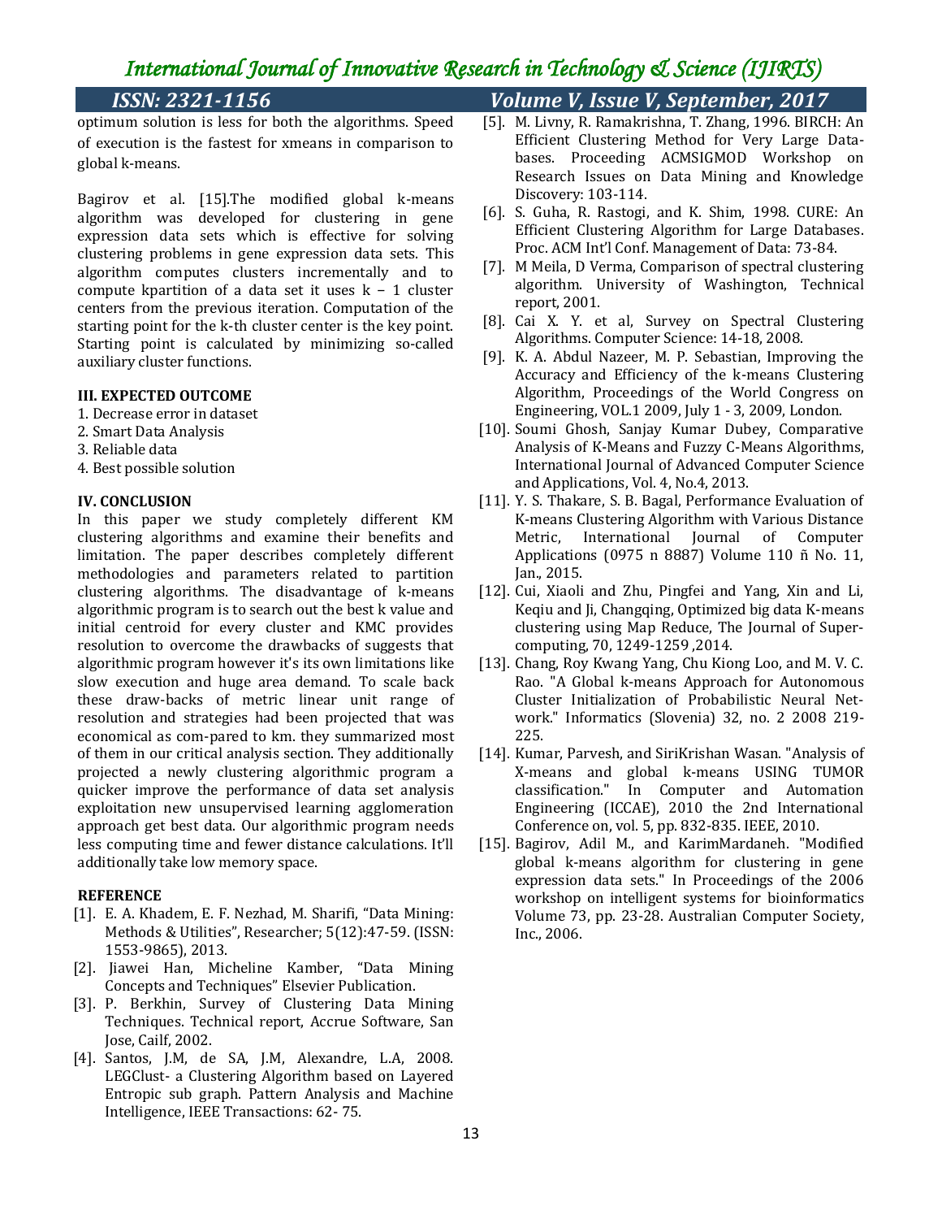optimum solution is less for both the algorithms. Speed of execution is the fastest for xmeans in comparison to global k-means.

Bagirov et al. [15].The modified global k-means algorithm was developed for clustering in gene expression data sets which is effective for solving clustering problems in gene expression data sets. This algorithm computes clusters incrementally and to compute kpartition of a data set it uses $k - 1$ cluster centers from the previous iteration. Computation of the starting point for the k-th cluster center is the key point. Starting point is calculated by minimizing so-called auxiliary cluster functions.

### III. EXPECTED OUTCOME

1. Decrease error in dataset
2. Smart Data Analysis
3. Reliable data
4. Best possible solution

### IV. CONCLUSION

In this paper we study completely different KM clustering algorithms and examine their benefits and limitation. The paper describes completely different methodologies and parameters related to partition clustering algorithms. The disadvantage of k-means algorithmic program is to search out the best k value and initial centroid for every cluster and KMC provides resolution to overcome the drawbacks of suggests that algorithmic program however it's its own limitations like slow execution and huge area demand. To scale back these draw-backs of metric linear unit range of resolution and strategies had been projected that was economical as com-pared to km. they summarized most of them in our critical analysis section. They additionally projected a newly clustering algorithmic program a quicker improve the performance of data set analysis exploitation new unsupervised learning agglomeration approach get best data. Our algorithmic program needs less computing time and fewer distance calculations. It'll additionally take low memory space.

### REFERENCE

[1]. E. A. Khadem, E. F. Nezhad, M. Sharifi, "Data Mining: Methods & Utilities", Researcher; 5(12):47-59. (ISSN: 1553-9865), 2013.

[2]. Jiawei Han, Micheline Kamber, "Data Mining Concepts and Techniques" Elsevier Publication.

[3]. P. Berkhin, Survey of Clustering Data Mining Techniques. Technical report, Accrue Software, San Jose, Cailf, 2002.

[4]. Santos, J.M, de SA, J.M, Alexandre, L.A, 2008. LEGClust- a Clustering Algorithm based on Layered Entropic sub graph. Pattern Analysis and Machine Intelligence, IEEE Transactions: 62- 75.

[5]. M. Livny, R. Ramakrishna, T. Zhang, 1996. BIRCH: An Efficient Clustering Method for Very Large Data-bases. Proceeding ACMSIGMOD Workshop on Research Issues on Data Mining and Knowledge Discovery: 103-114.

[6]. S. Guha, R. Rastogi, and K. Shim, 1998. CURE: An Efficient Clustering Algorithm for Large Databases. Proc. ACM Int'l Conf. Management of Data: 73-84.

[7]. M Meila, D Verma, Comparison of spectral clustering algorithm. University of Washington, Technical report, 2001.

[8]. Cai X. Y. et al, Survey on Spectral Clustering Algorithms. Computer Science: 14-18, 2008.

[9]. K. A. Abdul Nazeer, M. P. Sebastian, Improving the Accuracy and Efficiency of the k-means Clustering Algorithm, Proceedings of the World Congress on Engineering, VOL.1 2009, July 1 - 3, 2009, London.

[10]. Soumi Ghosh, Sanjay Kumar Dubey, Comparative Analysis of K-Means and Fuzzy C-Means Algorithms, International Journal of Advanced Computer Science and Applications, Vol. 4, No.4, 2013.

[11]. Y. S. Thakare, S. B. Bagal, Performance Evaluation of K-means Clustering Algorithm with Various Distance Metric, International Journal of Computer Applications (0975 n 8887) Volume 110 ñ No. 11, Jan., 2015.

[12]. Cui, Xiaoli and Zhu, Pingfei and Yang, Xin and Li, Keqiu and Ji, Changqing, Optimized big data K-means clustering using Map Reduce, The Journal of Super-computing, 70, 1249-1259 ,2014.

[13]. Chang, Roy Kwang Yang, Chu Kiong Loo, and M. V. C. Rao. "A Global k-means Approach for Autonomous Cluster Initialization of Probabilistic Neural Net-work." Informatics (Slovenia) 32, no. 2 2008 219-225.

[14]. Kumar, Parvesh, and SiriKrishan Wasan. "Analysis of X-means and global k-means USING TUMOR classification." In Computer and Automation Engineering (ICCAE), 2010 the 2nd International Conference on, vol. 5, pp. 832-835. IEEE, 2010.

[15]. Bagirov, Adil M., and KarimMardaneh. "Modified global k-means algorithm for clustering in gene expression data sets." In Proceedings of the 2006 workshop on intelligent systems for bioinformatics Volume 73, pp. 23-28. Australian Computer Society, Inc., 2006.